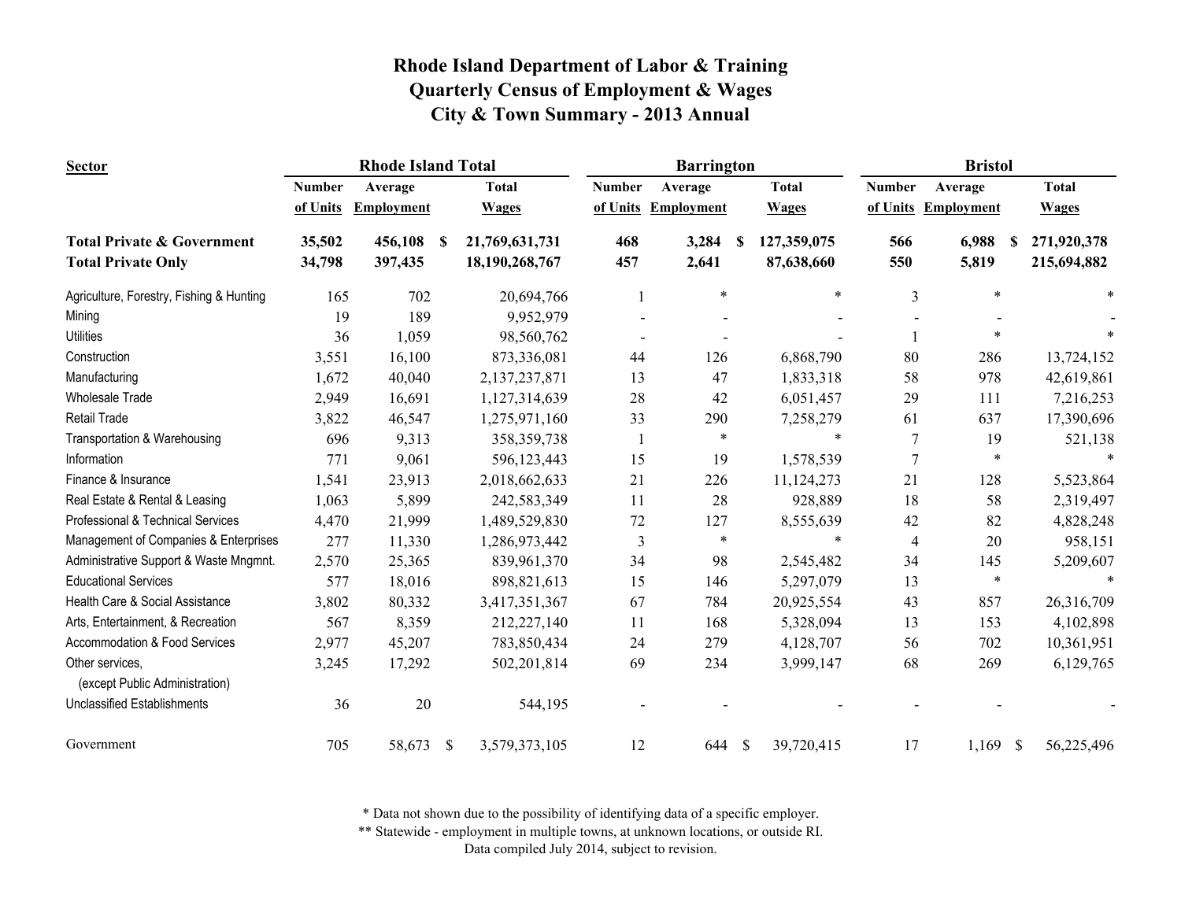# Rhode Island Department of Labor & Training
## Quarterly Census of Employment & Wages
## City & Town Summary - 2013 Annual

| Sector | Rhode Island Total | | | Barrington | | | Bristol | | |
|---|---|---|---|---|---|---|---|---|---|
| | Number of Units | Average Employment | Total Wages | Number of Units | Average Employment | Total Wages | Number of Units | Average Employment | Total Wages |
| **Total Private & Government** | **35,502** | **456,108** | **$ 21,769,631,731** | **468** | **3,284** | **$ 127,359,075** | **566** | **6,988** | **$ 271,920,378** |
| **Total Private Only** | **34,798** | **397,435** | **18,190,268,767** | **457** | **2,641** | **87,638,660** | **550** | **5,819** | **215,694,882** |
| Agriculture, Forestry, Fishing & Hunting | 165 | 702 | 20,694,766 | 1 | * | * | 3 | * | * |
| Mining | 19 | 189 | 9,952,979 | - | - | - | - | - | - |
| Utilities | 36 | 1,059 | 98,560,762 | - | - | - | 1 | * | * |
| Construction | 3,551 | 16,100 | 873,336,081 | 44 | 126 | 6,868,790 | 80 | 286 | 13,724,152 |
| Manufacturing | 1,672 | 40,040 | 2,137,237,871 | 13 | 47 | 1,833,318 | 58 | 978 | 42,619,861 |
| Wholesale Trade | 2,949 | 16,691 | 1,127,314,639 | 28 | 42 | 6,051,457 | 29 | 111 | 7,216,253 |
| Retail Trade | 3,822 | 46,547 | 1,275,971,160 | 33 | 290 | 7,258,279 | 61 | 637 | 17,390,696 |
| Transportation & Warehousing | 696 | 9,313 | 358,359,738 | 1 | * | * | 7 | 19 | 521,138 |
| Information | 771 | 9,061 | 596,123,443 | 15 | 19 | 1,578,539 | 7 | * | * |
| Finance & Insurance | 1,541 | 23,913 | 2,018,662,633 | 21 | 226 | 11,124,273 | 21 | 128 | 5,523,864 |
| Real Estate & Rental & Leasing | 1,063 | 5,899 | 242,583,349 | 11 | 28 | 928,889 | 18 | 58 | 2,319,497 |
| Professional & Technical Services | 4,470 | 21,999 | 1,489,529,830 | 72 | 127 | 8,555,639 | 42 | 82 | 4,828,248 |
| Management of Companies & Enterprises | 277 | 11,330 | 1,286,973,442 | 3 | * | * | 4 | 20 | 958,151 |
| Administrative Support & Waste Mngmnt. | 2,570 | 25,365 | 839,961,370 | 34 | 98 | 2,545,482 | 34 | 145 | 5,209,607 |
| Educational Services | 577 | 18,016 | 898,821,613 | 15 | 146 | 5,297,079 | 13 | * | * |
| Health Care & Social Assistance | 3,802 | 80,332 | 3,417,351,367 | 67 | 784 | 20,925,554 | 43 | 857 | 26,316,709 |
| Arts, Entertainment, & Recreation | 567 | 8,359 | 212,227,140 | 11 | 168 | 5,328,094 | 13 | 153 | 4,102,898 |
| Accommodation & Food Services | 2,977 | 45,207 | 783,850,434 | 24 | 279 | 4,128,707 | 56 | 702 | 10,361,951 |
| Other services, (except Public Administration) | 3,245 | 17,292 | 502,201,814 | 69 | 234 | 3,999,147 | 68 | 269 | 6,129,765 |
| Unclassified Establishments | 36 | 20 | 544,195 | - | - | - | - | - | - |
| Government | 705 | 58,673 | $ 3,579,373,105 | 12 | 644 | $ 39,720,415 | 17 | 1,169 | $ 56,225,496 |

\* Data not shown due to the possibility of identifying data of a specific employer.
\** Statewide - employment in multiple towns, at unknown locations, or outside RI.
Data compiled July 2014, subject to revision.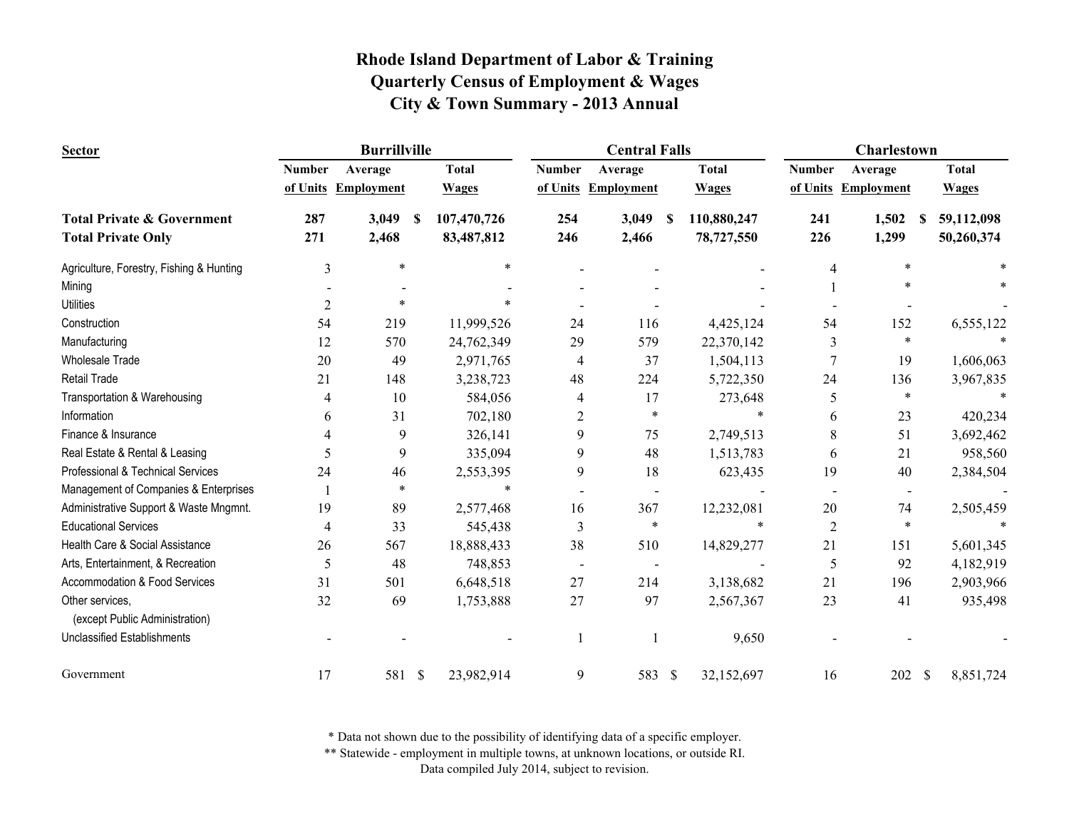# Rhode Island Department of Labor & Training
## Quarterly Census of Employment & Wages
## City & Town Summary - 2013 Annual

| Sector | Burrillville | | | Central Falls | | | Charlestown | | |
|---|---|---|---|---|---|---|---|---|---|
| | Number of Units | Average Employment | Total Wages | Number of Units | Average Employment | Total Wages | Number of Units | Average Employment | Total Wages |
| **Total Private & Government** | **287** | **3,049** | **$ 107,470,726** | **254** | **3,049** | **$ 110,880,247** | **241** | **1,502** | **$ 59,112,098** |
| **Total Private Only** | **271** | **2,468** | **83,487,812** | **246** | **2,466** | **78,727,550** | **226** | **1,299** | **50,260,374** |
| Agriculture, Forestry, Fishing & Hunting | 3 | * | * | - | - | - | 4 | * | * |
| Mining | - | - | - | - | - | - | 1 | * | * |
| Utilities | 2 | * | * | - | - | - | - | - | - |
| Construction | 54 | 219 | 11,999,526 | 24 | 116 | 4,425,124 | 54 | 152 | 6,555,122 |
| Manufacturing | 12 | 570 | 24,762,349 | 29 | 579 | 22,370,142 | 3 | * | * |
| Wholesale Trade | 20 | 49 | 2,971,765 | 4 | 37 | 1,504,113 | 7 | 19 | 1,606,063 |
| Retail Trade | 21 | 148 | 3,238,723 | 48 | 224 | 5,722,350 | 24 | 136 | 3,967,835 |
| Transportation & Warehousing | 4 | 10 | 584,056 | 4 | 17 | 273,648 | 5 | * | * |
| Information | 6 | 31 | 702,180 | 2 | * | * | 6 | 23 | 420,234 |
| Finance & Insurance | 4 | 9 | 326,141 | 9 | 75 | 2,749,513 | 8 | 51 | 3,692,462 |
| Real Estate & Rental & Leasing | 5 | 9 | 335,094 | 9 | 48 | 1,513,783 | 6 | 21 | 958,560 |
| Professional & Technical Services | 24 | 46 | 2,553,395 | 9 | 18 | 623,435 | 19 | 40 | 2,384,504 |
| Management of Companies & Enterprises | 1 | * | * | - | - | - | - | - | - |
| Administrative Support & Waste Mngmnt. | 19 | 89 | 2,577,468 | 16 | 367 | 12,232,081 | 20 | 74 | 2,505,459 |
| Educational Services | 4 | 33 | 545,438 | 3 | * | * | 2 | * | * |
| Health Care & Social Assistance | 26 | 567 | 18,888,433 | 38 | 510 | 14,829,277 | 21 | 151 | 5,601,345 |
| Arts, Entertainment, & Recreation | 5 | 48 | 748,853 | - | - | - | 5 | 92 | 4,182,919 |
| Accommodation & Food Services | 31 | 501 | 6,648,518 | 27 | 214 | 3,138,682 | 21 | 196 | 2,903,966 |
| Other services, (except Public Administration) | 32 | 69 | 1,753,888 | 27 | 97 | 2,567,367 | 23 | 41 | 935,498 |
| Unclassified Establishments | - | - | - | 1 | 1 | 9,650 | - | - | - |
| Government | 17 | 581 | $ 23,982,914 | 9 | 583 | $ 32,152,697 | 16 | 202 | $ 8,851,724 |

\* Data not shown due to the possibility of identifying data of a specific employer.

\*\* Statewide - employment in multiple towns, at unknown locations, or outside RI.

Data compiled July 2014, subject to revision.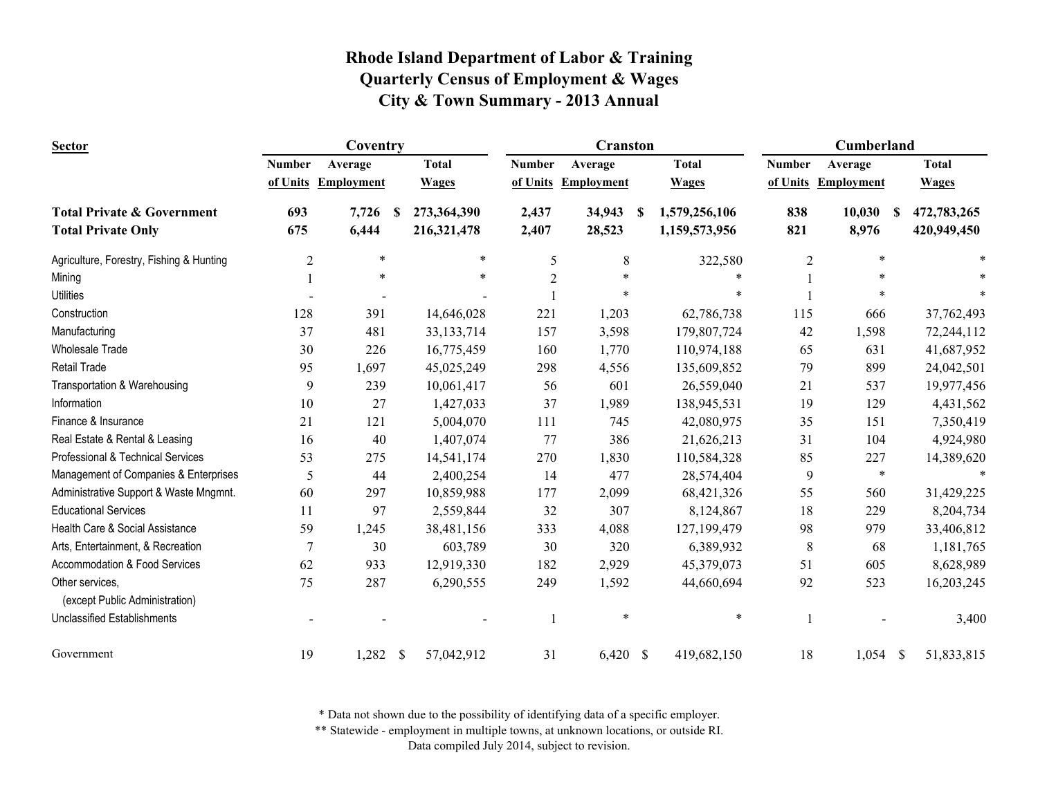# Rhode Island Department of Labor & Training
## Quarterly Census of Employment & Wages
## City & Town Summary - 2013 Annual

| Sector | Coventry | | | Cranston | | | Cumberland | | |
|---|---|---|---|---|---|---|---|---|---|
| | Number of Units | Average Employment | Total Wages | Number of Units | Average Employment | Total Wages | Number of Units | Average Employment | Total Wages |
| **Total Private & Government** | **693** | **7,726** | **$ 273,364,390** | **2,437** | **34,943** | **$ 1,579,256,106** | **838** | **10,030** | **$ 472,783,265** |
| **Total Private Only** | **675** | **6,444** | **216,321,478** | **2,407** | **28,523** | **1,159,573,956** | **821** | **8,976** | **420,949,450** |
| Agriculture, Forestry, Fishing & Hunting | 2 | * | * | 5 | 8 | 322,580 | 2 | * | * |
| Mining | 1 | * | * | 2 | * | * | 1 | * | * |
| Utilities | - | - | - | 1 | * | * | 1 | * | * |
| Construction | 128 | 391 | 14,646,028 | 221 | 1,203 | 62,786,738 | 115 | 666 | 37,762,493 |
| Manufacturing | 37 | 481 | 33,133,714 | 157 | 3,598 | 179,807,724 | 42 | 1,598 | 72,244,112 |
| Wholesale Trade | 30 | 226 | 16,775,459 | 160 | 1,770 | 110,974,188 | 65 | 631 | 41,687,952 |
| Retail Trade | 95 | 1,697 | 45,025,249 | 298 | 4,556 | 135,609,852 | 79 | 899 | 24,042,501 |
| Transportation & Warehousing | 9 | 239 | 10,061,417 | 56 | 601 | 26,559,040 | 21 | 537 | 19,977,456 |
| Information | 10 | 27 | 1,427,033 | 37 | 1,989 | 138,945,531 | 19 | 129 | 4,431,562 |
| Finance & Insurance | 21 | 121 | 5,004,070 | 111 | 745 | 42,080,975 | 35 | 151 | 7,350,419 |
| Real Estate & Rental & Leasing | 16 | 40 | 1,407,074 | 77 | 386 | 21,626,213 | 31 | 104 | 4,924,980 |
| Professional & Technical Services | 53 | 275 | 14,541,174 | 270 | 1,830 | 110,584,328 | 85 | 227 | 14,389,620 |
| Management of Companies & Enterprises | 5 | 44 | 2,400,254 | 14 | 477 | 28,574,404 | 9 | * | * |
| Administrative Support & Waste Mngmnt. | 60 | 297 | 10,859,988 | 177 | 2,099 | 68,421,326 | 55 | 560 | 31,429,225 |
| Educational Services | 11 | 97 | 2,559,844 | 32 | 307 | 8,124,867 | 18 | 229 | 8,204,734 |
| Health Care & Social Assistance | 59 | 1,245 | 38,481,156 | 333 | 4,088 | 127,199,479 | 98 | 979 | 33,406,812 |
| Arts, Entertainment, & Recreation | 7 | 30 | 603,789 | 30 | 320 | 6,389,932 | 8 | 68 | 1,181,765 |
| Accommodation & Food Services | 62 | 933 | 12,919,330 | 182 | 2,929 | 45,379,073 | 51 | 605 | 8,628,989 |
| Other services, (except Public Administration) | 75 | 287 | 6,290,555 | 249 | 1,592 | 44,660,694 | 92 | 523 | 16,203,245 |
| Unclassified Establishments | - | - | - | 1 | * | * | 1 | - | 3,400 |
| Government | 19 | 1,282 | $ 57,042,912 | 31 | 6,420 | $ 419,682,150 | 18 | 1,054 | $ 51,833,815 |

\* Data not shown due to the possibility of identifying data of a specific employer.

\*\* Statewide - employment in multiple towns, at unknown locations, or outside RI.

Data compiled July 2014, subject to revision.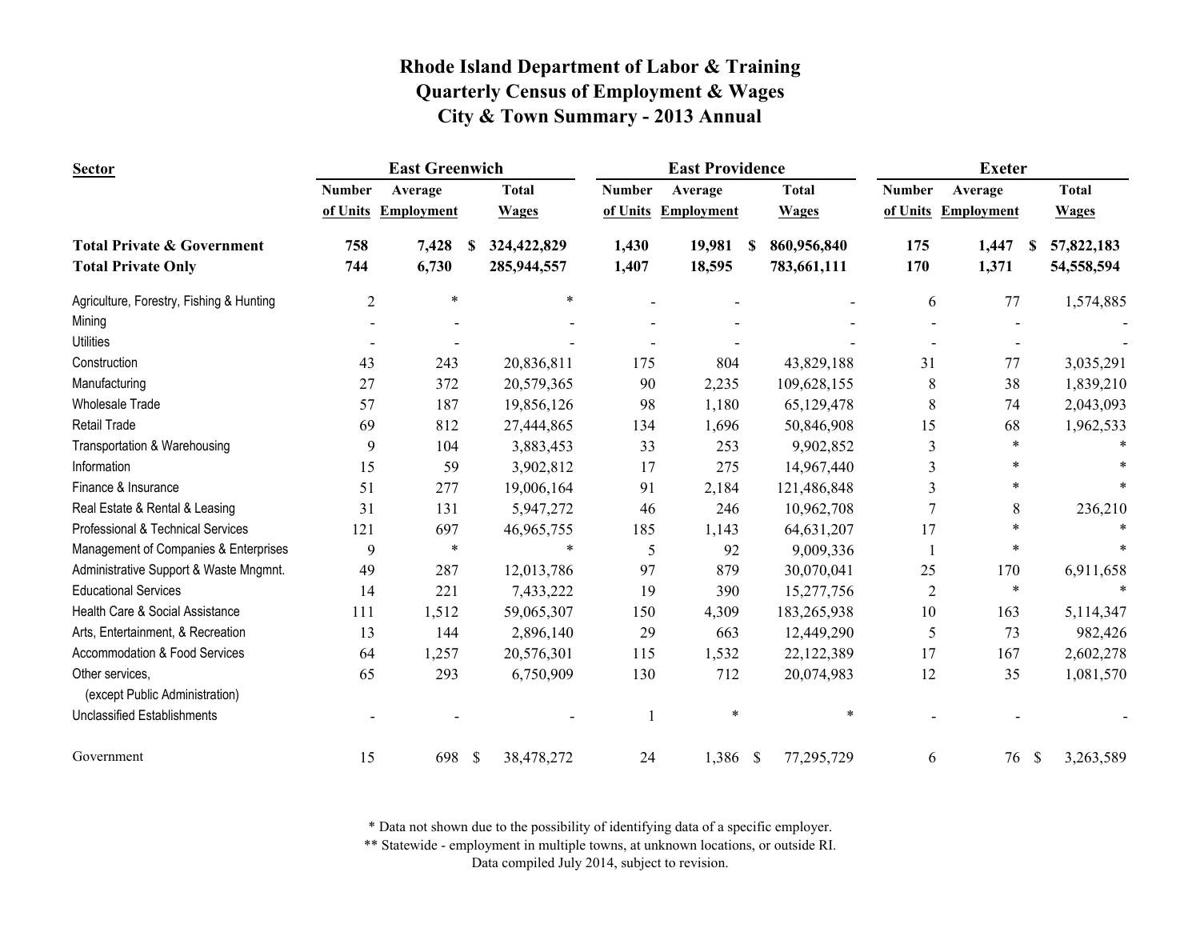# Rhode Island Department of Labor & Training
# Quarterly Census of Employment & Wages
# City & Town Summary - 2013 Annual

| Sector | East Greenwich | | | East Providence | | | Exeter | | |
|---|---|---|---|---|---|---|---|---|---|
| | Number of Units | Average Employment | Total Wages | Number of Units | Average Employment | Total Wages | Number of Units | Average Employment | Total Wages |
| **Total Private & Government** | **758** | **7,428** | **$ 324,422,829** | **1,430** | **19,981** | **$ 860,956,840** | **175** | **1,447** | **$ 57,822,183** |
| **Total Private Only** | **744** | **6,730** | **285,944,557** | **1,407** | **18,595** | **783,661,111** | **170** | **1,371** | **54,558,594** |
| Agriculture, Forestry, Fishing & Hunting | 2 | * | * | - | - | - | 6 | 77 | 1,574,885 |
| Mining | - | - | - | - | - | - | - | - | - |
| Utilities | - | - | - | - | - | - | - | - | - |
| Construction | 43 | 243 | 20,836,811 | 175 | 804 | 43,829,188 | 31 | 77 | 3,035,291 |
| Manufacturing | 27 | 372 | 20,579,365 | 90 | 2,235 | 109,628,155 | 8 | 38 | 1,839,210 |
| Wholesale Trade | 57 | 187 | 19,856,126 | 98 | 1,180 | 65,129,478 | 8 | 74 | 2,043,093 |
| Retail Trade | 69 | 812 | 27,444,865 | 134 | 1,696 | 50,846,908 | 15 | 68 | 1,962,533 |
| Transportation & Warehousing | 9 | 104 | 3,883,453 | 33 | 253 | 9,902,852 | 3 | * | * |
| Information | 15 | 59 | 3,902,812 | 17 | 275 | 14,967,440 | 3 | * | * |
| Finance & Insurance | 51 | 277 | 19,006,164 | 91 | 2,184 | 121,486,848 | 3 | * | * |
| Real Estate & Rental & Leasing | 31 | 131 | 5,947,272 | 46 | 246 | 10,962,708 | 7 | 8 | 236,210 |
| Professional & Technical Services | 121 | 697 | 46,965,755 | 185 | 1,143 | 64,631,207 | 17 | * | * |
| Management of Companies & Enterprises | 9 | * | * | 5 | 92 | 9,009,336 | 1 | * | * |
| Administrative Support & Waste Mngmnt. | 49 | 287 | 12,013,786 | 97 | 879 | 30,070,041 | 25 | 170 | 6,911,658 |
| Educational Services | 14 | 221 | 7,433,222 | 19 | 390 | 15,277,756 | 2 | * | * |
| Health Care & Social Assistance | 111 | 1,512 | 59,065,307 | 150 | 4,309 | 183,265,938 | 10 | 163 | 5,114,347 |
| Arts, Entertainment, & Recreation | 13 | 144 | 2,896,140 | 29 | 663 | 12,449,290 | 5 | 73 | 982,426 |
| Accommodation & Food Services | 64 | 1,257 | 20,576,301 | 115 | 1,532 | 22,122,389 | 17 | 167 | 2,602,278 |
| Other services, (except Public Administration) | 65 | 293 | 6,750,909 | 130 | 712 | 20,074,983 | 12 | 35 | 1,081,570 |
| Unclassified Establishments | - | - | - | 1 | * | * | - | - | - |
| Government | 15 | 698 | $ 38,478,272 | 24 | 1,386 | $ 77,295,729 | 6 | 76 | $ 3,263,589 |

\* Data not shown due to the possibility of identifying data of a specific employer.

\** Statewide - employment in multiple towns, at unknown locations, or outside RI.

Data compiled July 2014, subject to revision.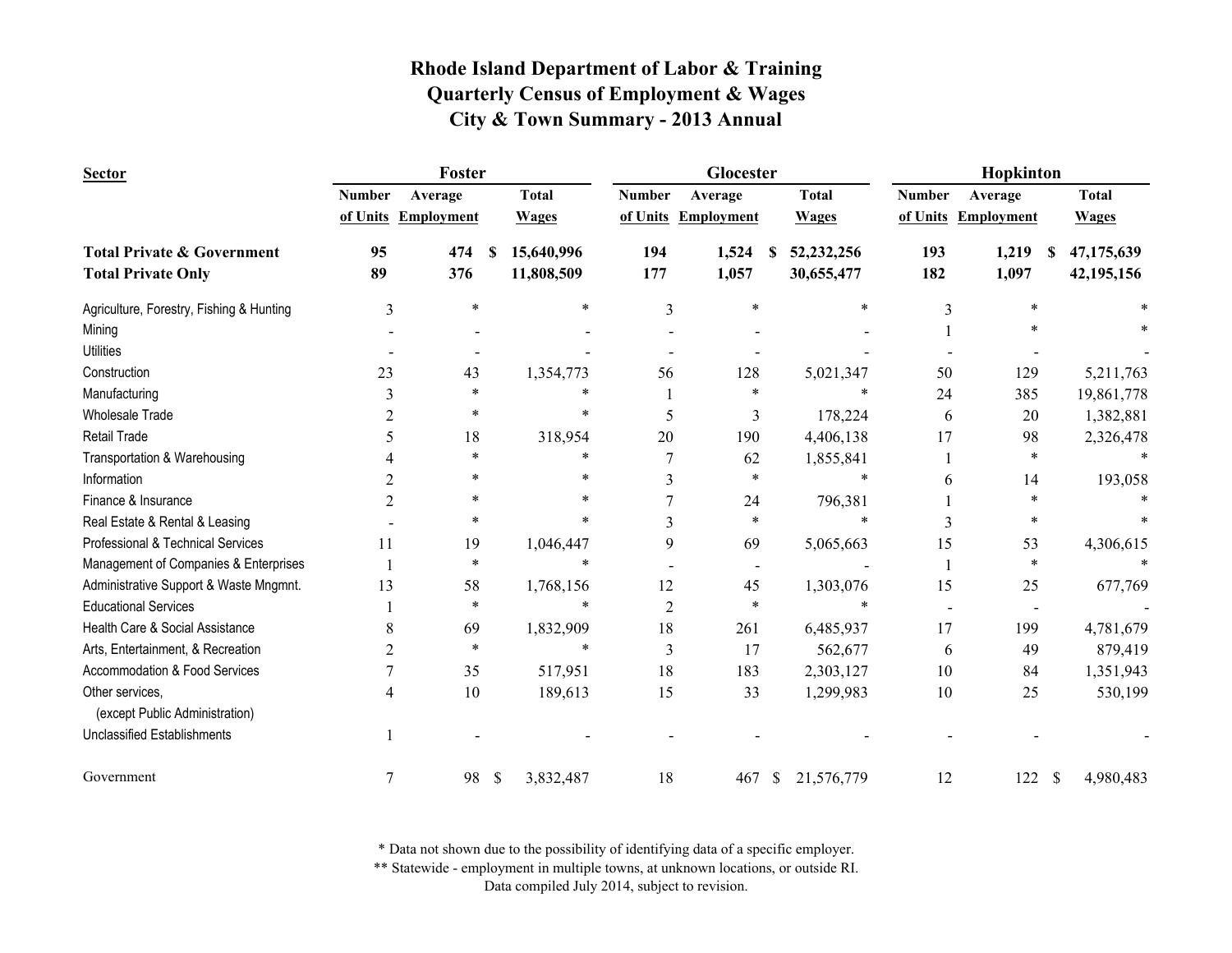# Rhode Island Department of Labor & Training
## Quarterly Census of Employment & Wages
## City & Town Summary - 2013 Annual

| Sector | Foster | | | Glocester | | | Hopkinton | | |
|---|---|---|---|---|---|---|---|---|---|
| | Number of Units | Average Employment | Total Wages | Number of Units | Average Employment | Total Wages | Number of Units | Average Employment | Total Wages |
| **Total Private & Government** | **95** | **474** | **$ 15,640,996** | **194** | **1,524** | **$ 52,232,256** | **193** | **1,219** | **$ 47,175,639** |
| **Total Private Only** | **89** | **376** | **11,808,509** | **177** | **1,057** | **30,655,477** | **182** | **1,097** | **42,195,156** |
| Agriculture, Forestry, Fishing & Hunting | 3 | * | * | 3 | * | * | 3 | * | * |
| Mining | - | - | - | - | - | - | 1 | * | * |
| Utilities | - | - | - | - | - | - | - | - | - |
| Construction | 23 | 43 | 1,354,773 | 56 | 128 | 5,021,347 | 50 | 129 | 5,211,763 |
| Manufacturing | 3 | * | * | 1 | * | * | 24 | 385 | 19,861,778 |
| Wholesale Trade | 2 | * | * | 5 | 3 | 178,224 | 6 | 20 | 1,382,881 |
| Retail Trade | 5 | 18 | 318,954 | 20 | 190 | 4,406,138 | 17 | 98 | 2,326,478 |
| Transportation & Warehousing | 4 | * | * | 7 | 62 | 1,855,841 | 1 | * | * |
| Information | 2 | * | * | 3 | * | * | 6 | 14 | 193,058 |
| Finance & Insurance | 2 | * | * | 7 | 24 | 796,381 | 1 | * | * |
| Real Estate & Rental & Leasing | - | * | * | 3 | * | * | 3 | * | * |
| Professional & Technical Services | 11 | 19 | 1,046,447 | 9 | 69 | 5,065,663 | 15 | 53 | 4,306,615 |
| Management of Companies & Enterprises | 1 | * | * | - | - | - | 1 | * | * |
| Administrative Support & Waste Mngmnt. | 13 | 58 | 1,768,156 | 12 | 45 | 1,303,076 | 15 | 25 | 677,769 |
| Educational Services | 1 | * | * | 2 | * | * | - | - | - |
| Health Care & Social Assistance | 8 | 69 | 1,832,909 | 18 | 261 | 6,485,937 | 17 | 199 | 4,781,679 |
| Arts, Entertainment, & Recreation | 2 | * | * | 3 | 17 | 562,677 | 6 | 49 | 879,419 |
| Accommodation & Food Services | 7 | 35 | 517,951 | 18 | 183 | 2,303,127 | 10 | 84 | 1,351,943 |
| Other services, (except Public Administration) | 4 | 10 | 189,613 | 15 | 33 | 1,299,983 | 10 | 25 | 530,199 |
| Unclassified Establishments | 1 | - | - | - | - | - | - | - | - |
| Government | 7 | 98 | $ 3,832,487 | 18 | 467 | $ 21,576,779 | 12 | 122 | $ 4,980,483 |

\* Data not shown due to the possibility of identifying data of a specific employer.

\*\* Statewide - employment in multiple towns, at unknown locations, or outside RI.

Data compiled July 2014, subject to revision.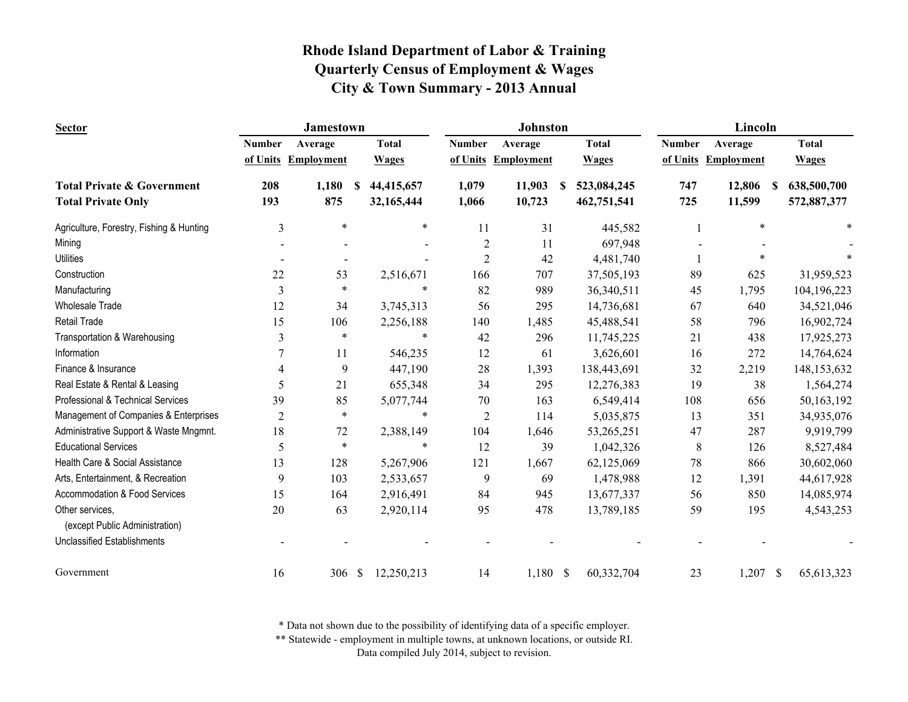# Rhode Island Department of Labor & Training
## Quarterly Census of Employment & Wages
## City & Town Summary - 2013 Annual

| Sector | Jamestown | | | Johnston | | | Lincoln | | |
|---|---|---|---|---|---|---|---|---|---|
| | Number of Units | Average Employment | Total Wages | Number of Units | Average Employment | Total Wages | Number of Units | Average Employment | Total Wages |
| **Total Private & Government** | **208** | **1,180** | **$ 44,415,657** | **1,079** | **11,903** | **$ 523,084,245** | **747** | **12,806** | **$ 638,500,700** |
| **Total Private Only** | **193** | **875** | **32,165,444** | **1,066** | **10,723** | **462,751,541** | **725** | **11,599** | **572,887,377** |
| Agriculture, Forestry, Fishing & Hunting | 3 | * | * | 11 | 31 | 445,582 | 1 | * | * |
| Mining | - | - | - | 2 | 11 | 697,948 | - | - | - |
| Utilities | - | - | - | 2 | 42 | 4,481,740 | 1 | * | * |
| Construction | 22 | 53 | 2,516,671 | 166 | 707 | 37,505,193 | 89 | 625 | 31,959,523 |
| Manufacturing | 3 | * | * | 82 | 989 | 36,340,511 | 45 | 1,795 | 104,196,223 |
| Wholesale Trade | 12 | 34 | 3,745,313 | 56 | 295 | 14,736,681 | 67 | 640 | 34,521,046 |
| Retail Trade | 15 | 106 | 2,256,188 | 140 | 1,485 | 45,488,541 | 58 | 796 | 16,902,724 |
| Transportation & Warehousing | 3 | * | * | 42 | 296 | 11,745,225 | 21 | 438 | 17,925,273 |
| Information | 7 | 11 | 546,235 | 12 | 61 | 3,626,601 | 16 | 272 | 14,764,624 |
| Finance & Insurance | 4 | 9 | 447,190 | 28 | 1,393 | 138,443,691 | 32 | 2,219 | 148,153,632 |
| Real Estate & Rental & Leasing | 5 | 21 | 655,348 | 34 | 295 | 12,276,383 | 19 | 38 | 1,564,274 |
| Professional & Technical Services | 39 | 85 | 5,077,744 | 70 | 163 | 6,549,414 | 108 | 656 | 50,163,192 |
| Management of Companies & Enterprises | 2 | * | * | 2 | 114 | 5,035,875 | 13 | 351 | 34,935,076 |
| Administrative Support & Waste Mngmnt. | 18 | 72 | 2,388,149 | 104 | 1,646 | 53,265,251 | 47 | 287 | 9,919,799 |
| Educational Services | 5 | * | * | 12 | 39 | 1,042,326 | 8 | 126 | 8,527,484 |
| Health Care & Social Assistance | 13 | 128 | 5,267,906 | 121 | 1,667 | 62,125,069 | 78 | 866 | 30,602,060 |
| Arts, Entertainment, & Recreation | 9 | 103 | 2,533,657 | 9 | 69 | 1,478,988 | 12 | 1,391 | 44,617,928 |
| Accommodation & Food Services | 15 | 164 | 2,916,491 | 84 | 945 | 13,677,337 | 56 | 850 | 14,085,974 |
| Other services, (except Public Administration) | 20 | 63 | 2,920,114 | 95 | 478 | 13,789,185 | 59 | 195 | 4,543,253 |
| Unclassified Establishments | - | - | - | - | - | - | - | - | - |
| Government | 16 | 306 | $ 12,250,213 | 14 | 1,180 | $ 60,332,704 | 23 | 1,207 | $ 65,613,323 |

\* Data not shown due to the possibility of identifying data of a specific employer.

\*\* Statewide - employment in multiple towns, at unknown locations, or outside RI.

Data compiled July 2014, subject to revision.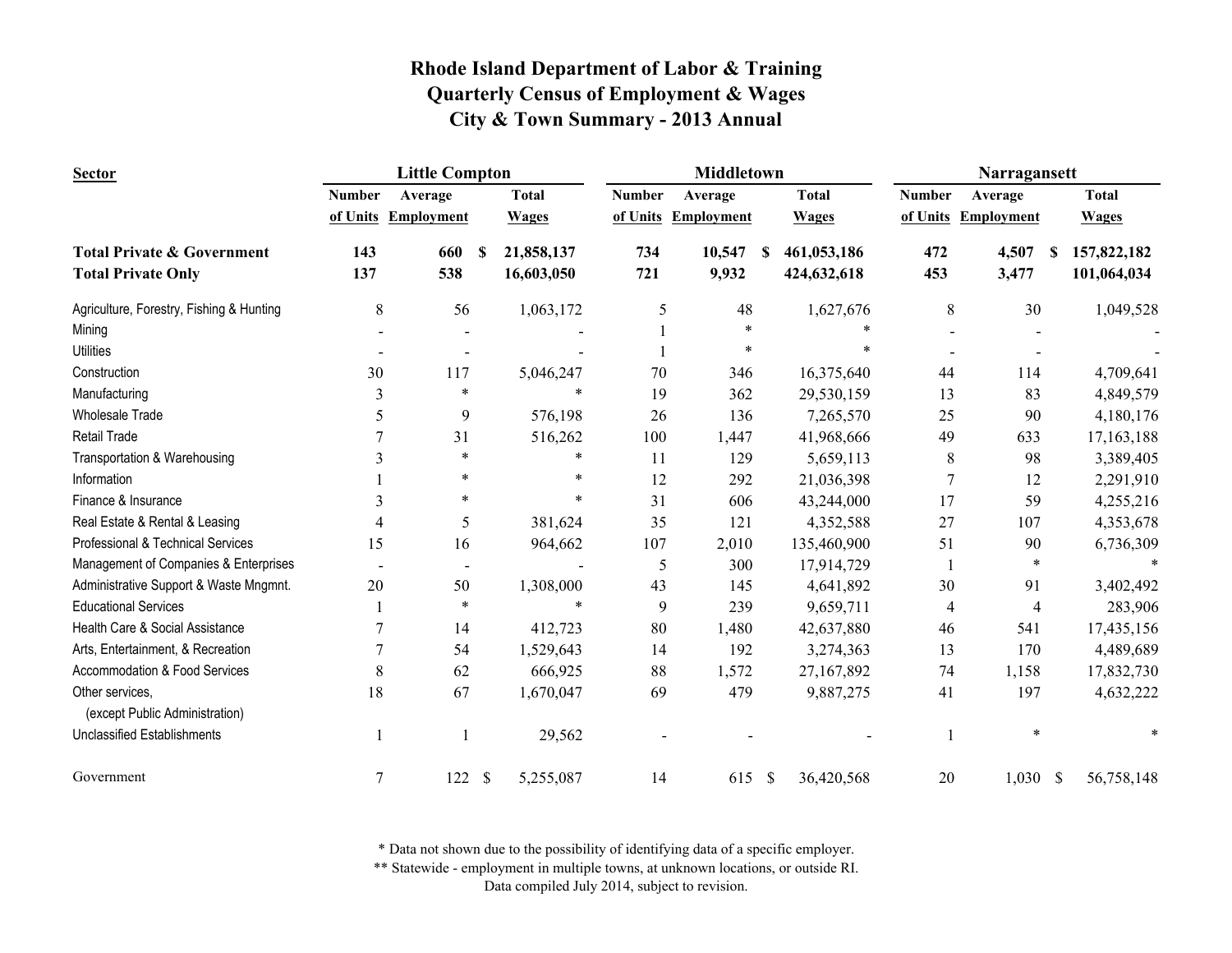# Rhode Island Department of Labor & Training
## Quarterly Census of Employment & Wages
## City & Town Summary - 2013 Annual

| Sector | Little Compton | | | Middletown | | | Narragansett | | |
|---|---|---|---|---|---|---|---|---|---|
| | Number of Units | Average Employment | Total Wages | Number of Units | Average Employment | Total Wages | Number of Units | Average Employment | Total Wages |
| **Total Private & Government** | **143** | **660** | **$ 21,858,137** | **734** | **10,547** | **$ 461,053,186** | **472** | **4,507** | **$ 157,822,182** |
| **Total Private Only** | **137** | **538** | **16,603,050** | **721** | **9,932** | **424,632,618** | **453** | **3,477** | **101,064,034** |
| Agriculture, Forestry, Fishing & Hunting | 8 | 56 | 1,063,172 | 5 | 48 | 1,627,676 | 8 | 30 | 1,049,528 |
| Mining | - | - | - | 1 | * | * | - | - | - |
| Utilities | - | - | - | 1 | * | * | - | - | - |
| Construction | 30 | 117 | 5,046,247 | 70 | 346 | 16,375,640 | 44 | 114 | 4,709,641 |
| Manufacturing | 3 | * | * | 19 | 362 | 29,530,159 | 13 | 83 | 4,849,579 |
| Wholesale Trade | 5 | 9 | 576,198 | 26 | 136 | 7,265,570 | 25 | 90 | 4,180,176 |
| Retail Trade | 7 | 31 | 516,262 | 100 | 1,447 | 41,968,666 | 49 | 633 | 17,163,188 |
| Transportation & Warehousing | 3 | * | * | 11 | 129 | 5,659,113 | 8 | 98 | 3,389,405 |
| Information | 1 | * | * | 12 | 292 | 21,036,398 | 7 | 12 | 2,291,910 |
| Finance & Insurance | 3 | * | * | 31 | 606 | 43,244,000 | 17 | 59 | 4,255,216 |
| Real Estate & Rental & Leasing | 4 | 5 | 381,624 | 35 | 121 | 4,352,588 | 27 | 107 | 4,353,678 |
| Professional & Technical Services | 15 | 16 | 964,662 | 107 | 2,010 | 135,460,900 | 51 | 90 | 6,736,309 |
| Management of Companies & Enterprises | - | - | - | 5 | 300 | 17,914,729 | 1 | * | * |
| Administrative Support & Waste Mngmnt. | 20 | 50 | 1,308,000 | 43 | 145 | 4,641,892 | 30 | 91 | 3,402,492 |
| Educational Services | 1 | * | * | 9 | 239 | 9,659,711 | 4 | 4 | 283,906 |
| Health Care & Social Assistance | 7 | 14 | 412,723 | 80 | 1,480 | 42,637,880 | 46 | 541 | 17,435,156 |
| Arts, Entertainment, & Recreation | 7 | 54 | 1,529,643 | 14 | 192 | 3,274,363 | 13 | 170 | 4,489,689 |
| Accommodation & Food Services | 8 | 62 | 666,925 | 88 | 1,572 | 27,167,892 | 74 | 1,158 | 17,832,730 |
| Other services, (except Public Administration) | 18 | 67 | 1,670,047 | 69 | 479 | 9,887,275 | 41 | 197 | 4,632,222 |
| Unclassified Establishments | 1 | 1 | 29,562 | - | - | - | 1 | * | * |
| Government | 7 | 122 | $ 5,255,087 | 14 | 615 | $ 36,420,568 | 20 | 1,030 | $ 56,758,148 |

\* Data not shown due to the possibility of identifying data of a specific employer.

\*\* Statewide - employment in multiple towns, at unknown locations, or outside RI.

Data compiled July 2014, subject to revision.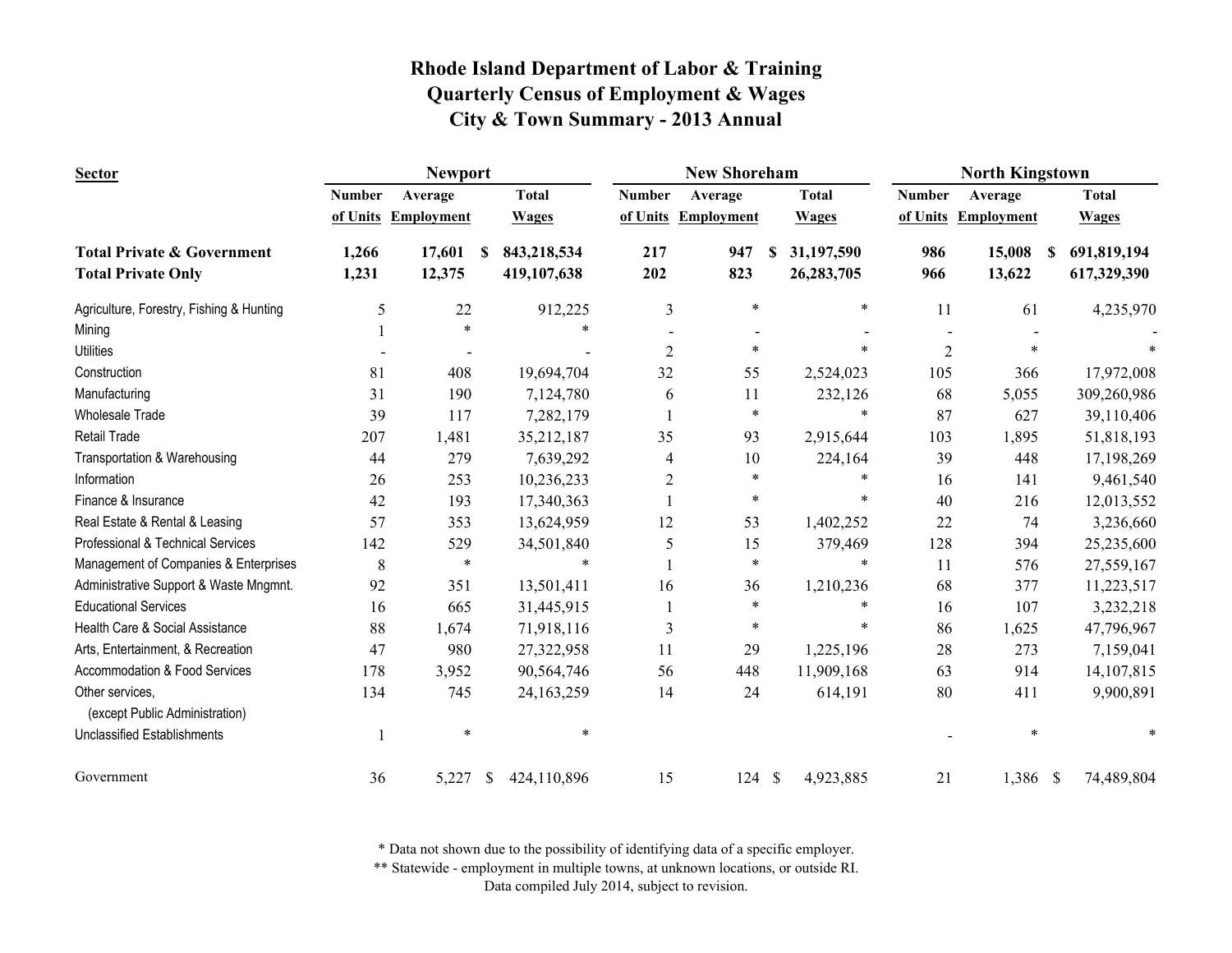# Rhode Island Department of Labor & Training
## Quarterly Census of Employment & Wages
## City & Town Summary - 2013 Annual

| Sector | Newport | | | New Shoreham | | | North Kingstown | | |
|---|---|---|---|---|---|---|---|---|---|
| | Number of Units | Average Employment | Total Wages | Number of Units | Average Employment | Total Wages | Number of Units | Average Employment | Total Wages |
| **Total Private & Government** | **1,266** | **17,601** | **$ 843,218,534** | **217** | **947** | **$ 31,197,590** | **986** | **15,008** | **$ 691,819,194** |
| **Total Private Only** | **1,231** | **12,375** | **419,107,638** | **202** | **823** | **26,283,705** | **966** | **13,622** | **617,329,390** |
| Agriculture, Forestry, Fishing & Hunting | 5 | 22 | 912,225 | 3 | * | * | 11 | 61 | 4,235,970 |
| Mining | 1 | * | * | - | - | - | - | - | - |
| Utilities | - | - | - | 2 | * | * | 2 | * | * |
| Construction | 81 | 408 | 19,694,704 | 32 | 55 | 2,524,023 | 105 | 366 | 17,972,008 |
| Manufacturing | 31 | 190 | 7,124,780 | 6 | 11 | 232,126 | 68 | 5,055 | 309,260,986 |
| Wholesale Trade | 39 | 117 | 7,282,179 | 1 | * | * | 87 | 627 | 39,110,406 |
| Retail Trade | 207 | 1,481 | 35,212,187 | 35 | 93 | 2,915,644 | 103 | 1,895 | 51,818,193 |
| Transportation & Warehousing | 44 | 279 | 7,639,292 | 4 | 10 | 224,164 | 39 | 448 | 17,198,269 |
| Information | 26 | 253 | 10,236,233 | 2 | * | * | 16 | 141 | 9,461,540 |
| Finance & Insurance | 42 | 193 | 17,340,363 | 1 | * | * | 40 | 216 | 12,013,552 |
| Real Estate & Rental & Leasing | 57 | 353 | 13,624,959 | 12 | 53 | 1,402,252 | 22 | 74 | 3,236,660 |
| Professional & Technical Services | 142 | 529 | 34,501,840 | 5 | 15 | 379,469 | 128 | 394 | 25,235,600 |
| Management of Companies & Enterprises | 8 | * | * | 1 | * | * | 11 | 576 | 27,559,167 |
| Administrative Support & Waste Mngmnt. | 92 | 351 | 13,501,411 | 16 | 36 | 1,210,236 | 68 | 377 | 11,223,517 |
| Educational Services | 16 | 665 | 31,445,915 | 1 | * | * | 16 | 107 | 3,232,218 |
| Health Care & Social Assistance | 88 | 1,674 | 71,918,116 | 3 | * | * | 86 | 1,625 | 47,796,967 |
| Arts, Entertainment, & Recreation | 47 | 980 | 27,322,958 | 11 | 29 | 1,225,196 | 28 | 273 | 7,159,041 |
| Accommodation & Food Services | 178 | 3,952 | 90,564,746 | 56 | 448 | 11,909,168 | 63 | 914 | 14,107,815 |
| Other services, (except Public Administration) | 134 | 745 | 24,163,259 | 14 | 24 | 614,191 | 80 | 411 | 9,900,891 |
| Unclassified Establishments | 1 | * | * | | | | - | * | * |
| Government | 36 | 5,227 | $ 424,110,896 | 15 | 124 | $ 4,923,885 | 21 | 1,386 | $ 74,489,804 |

\* Data not shown due to the possibility of identifying data of a specific employer.

\*\* Statewide - employment in multiple towns, at unknown locations, or outside RI.

Data compiled July 2014, subject to revision.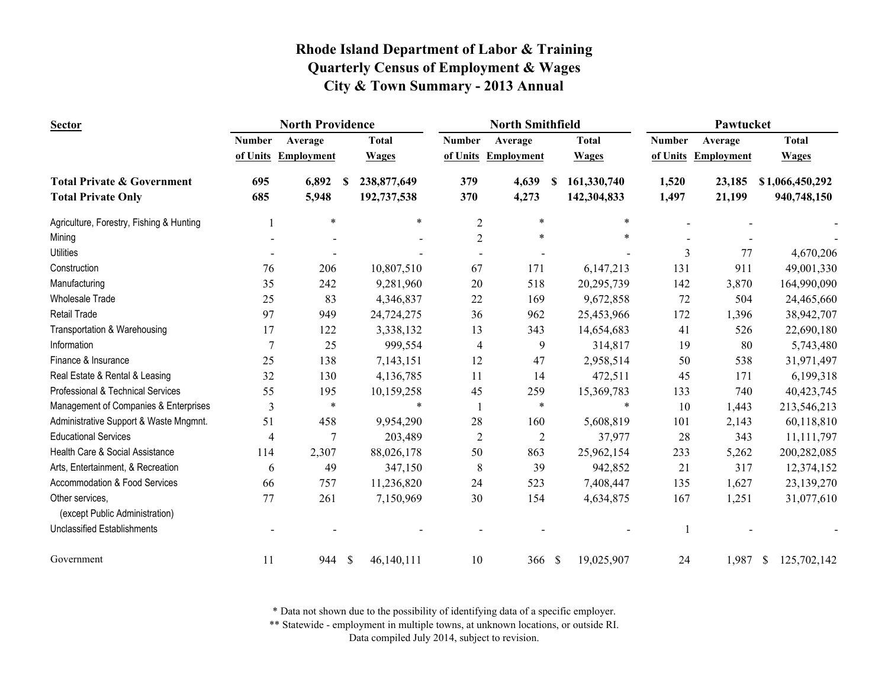# Rhode Island Department of Labor & Training
## Quarterly Census of Employment & Wages
## City & Town Summary - 2013 Annual

| **Sector** | **North Providence** | | | **North Smithfield** | | | **Pawtucket** | | |
|---|---|---|---|---|---|---|---|---|---|
| | **Number of Units** | **Average Employment** | **Total Wages** | **Number of Units** | **Average Employment** | **Total Wages** | **Number of Units** | **Average Employment** | **Total Wages** |
| **Total Private & Government** | **695** | **6,892** | **$ 238,877,649** | **379** | **4,639** | **$ 161,330,740** | **1,520** | **23,185** | **$ 1,066,450,292** |
| **Total Private Only** | **685** | **5,948** | **192,737,538** | **370** | **4,273** | **142,304,833** | **1,497** | **21,199** | **940,748,150** |
| Agriculture, Forestry, Fishing & Hunting | 1 | * | * | 2 | * | * | - | - | - |
| Mining | - | - | - | 2 | * | * | - | - | - |
| Utilities | - | - | - | - | - | - | 3 | 77 | 4,670,206 |
| Construction | 76 | 206 | 10,807,510 | 67 | 171 | 6,147,213 | 131 | 911 | 49,001,330 |
| Manufacturing | 35 | 242 | 9,281,960 | 20 | 518 | 20,295,739 | 142 | 3,870 | 164,990,090 |
| Wholesale Trade | 25 | 83 | 4,346,837 | 22 | 169 | 9,672,858 | 72 | 504 | 24,465,660 |
| Retail Trade | 97 | 949 | 24,724,275 | 36 | 962 | 25,453,966 | 172 | 1,396 | 38,942,707 |
| Transportation & Warehousing | 17 | 122 | 3,338,132 | 13 | 343 | 14,654,683 | 41 | 526 | 22,690,180 |
| Information | 7 | 25 | 999,554 | 4 | 9 | 314,817 | 19 | 80 | 5,743,480 |
| Finance & Insurance | 25 | 138 | 7,143,151 | 12 | 47 | 2,958,514 | 50 | 538 | 31,971,497 |
| Real Estate & Rental & Leasing | 32 | 130 | 4,136,785 | 11 | 14 | 472,511 | 45 | 171 | 6,199,318 |
| Professional & Technical Services | 55 | 195 | 10,159,258 | 45 | 259 | 15,369,783 | 133 | 740 | 40,423,745 |
| Management of Companies & Enterprises | 3 | * | * | 1 | * | * | 10 | 1,443 | 213,546,213 |
| Administrative Support & Waste Mngmnt. | 51 | 458 | 9,954,290 | 28 | 160 | 5,608,819 | 101 | 2,143 | 60,118,810 |
| Educational Services | 4 | 7 | 203,489 | 2 | 2 | 37,977 | 28 | 343 | 11,111,797 |
| Health Care & Social Assistance | 114 | 2,307 | 88,026,178 | 50 | 863 | 25,962,154 | 233 | 5,262 | 200,282,085 |
| Arts, Entertainment, & Recreation | 6 | 49 | 347,150 | 8 | 39 | 942,852 | 21 | 317 | 12,374,152 |
| Accommodation & Food Services | 66 | 757 | 11,236,820 | 24 | 523 | 7,408,447 | 135 | 1,627 | 23,139,270 |
| Other services, (except Public Administration) | 77 | 261 | 7,150,969 | 30 | 154 | 4,634,875 | 167 | 1,251 | 31,077,610 |
| Unclassified Establishments | - | - | - | - | - | - | 1 | - | - |
| Government | 11 | 944 | $ 46,140,111 | 10 | 366 | $ 19,025,907 | 24 | 1,987 | $ 125,702,142 |

\* Data not shown due to the possibility of identifying data of a specific employer.

\*\* Statewide - employment in multiple towns, at unknown locations, or outside RI.

Data compiled July 2014, subject to revision.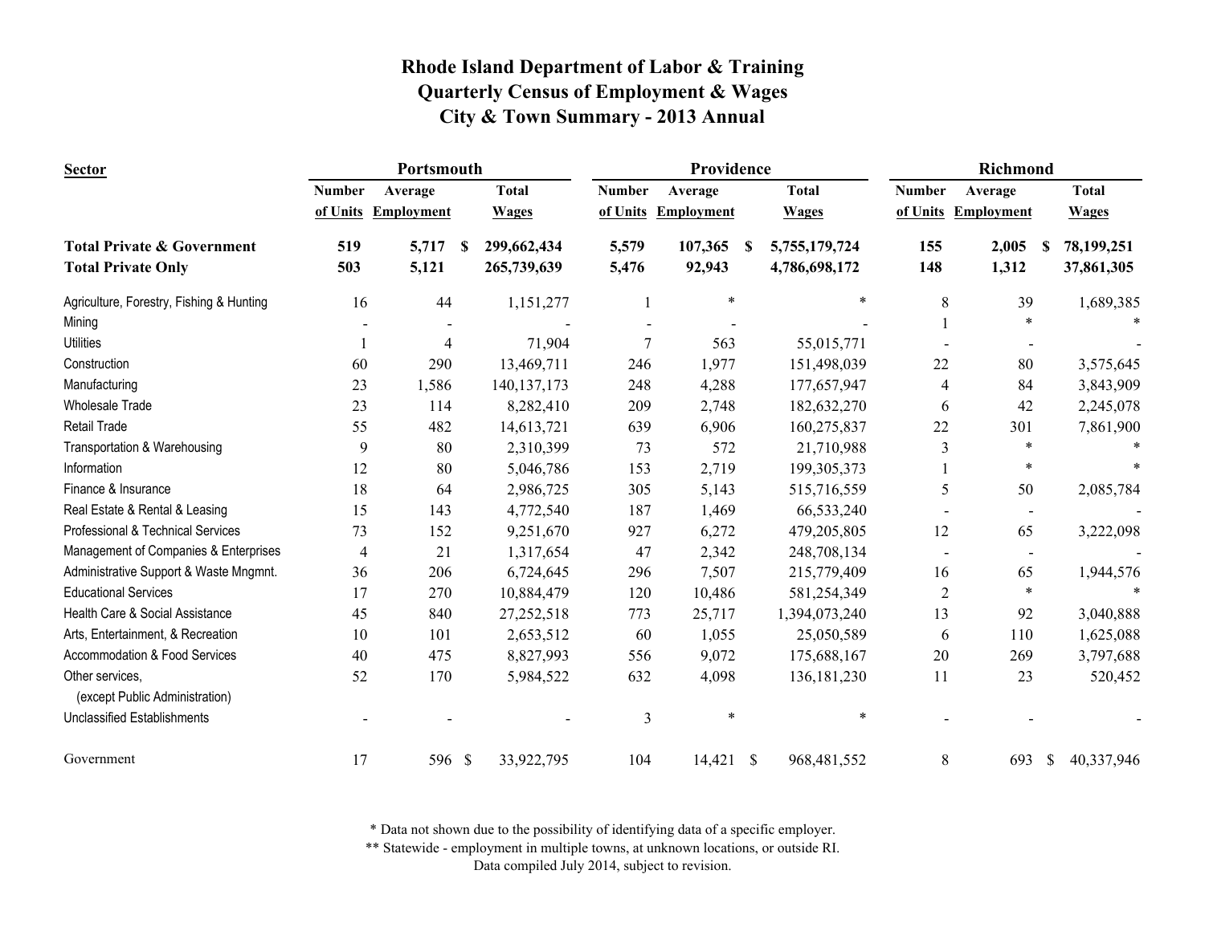# Rhode Island Department of Labor & Training
## Quarterly Census of Employment & Wages
## City & Town Summary - 2013 Annual

| Sector | Portsmouth | | | Providence | | | Richmond | | |
|---|---|---|---|---|---|---|---|---|---|
| | Number of Units | Average Employment | Total Wages | Number of Units | Average Employment | Total Wages | Number of Units | Average Employment | Total Wages |
| **Total Private & Government** | **519** | **5,717** | **$ 299,662,434** | **5,579** | **107,365** | **$ 5,755,179,724** | **155** | **2,005** | **$ 78,199,251** |
| **Total Private Only** | **503** | **5,121** | **265,739,639** | **5,476** | **92,943** | **4,786,698,172** | **148** | **1,312** | **37,861,305** |
| Agriculture, Forestry, Fishing & Hunting | 16 | 44 | 1,151,277 | 1 | * | * | 8 | 39 | 1,689,385 |
| Mining | - | - | - | - | - | - | 1 | * | * |
| Utilities | 1 | 4 | 71,904 | 7 | 563 | 55,015,771 | - | - | - |
| Construction | 60 | 290 | 13,469,711 | 246 | 1,977 | 151,498,039 | 22 | 80 | 3,575,645 |
| Manufacturing | 23 | 1,586 | 140,137,173 | 248 | 4,288 | 177,657,947 | 4 | 84 | 3,843,909 |
| Wholesale Trade | 23 | 114 | 8,282,410 | 209 | 2,748 | 182,632,270 | 6 | 42 | 2,245,078 |
| Retail Trade | 55 | 482 | 14,613,721 | 639 | 6,906 | 160,275,837 | 22 | 301 | 7,861,900 |
| Transportation & Warehousing | 9 | 80 | 2,310,399 | 73 | 572 | 21,710,988 | 3 | * | * |
| Information | 12 | 80 | 5,046,786 | 153 | 2,719 | 199,305,373 | 1 | * | * |
| Finance & Insurance | 18 | 64 | 2,986,725 | 305 | 5,143 | 515,716,559 | 5 | 50 | 2,085,784 |
| Real Estate & Rental & Leasing | 15 | 143 | 4,772,540 | 187 | 1,469 | 66,533,240 | - | - | - |
| Professional & Technical Services | 73 | 152 | 9,251,670 | 927 | 6,272 | 479,205,805 | 12 | 65 | 3,222,098 |
| Management of Companies & Enterprises | 4 | 21 | 1,317,654 | 47 | 2,342 | 248,708,134 | - | - | - |
| Administrative Support & Waste Mngmnt. | 36 | 206 | 6,724,645 | 296 | 7,507 | 215,779,409 | 16 | 65 | 1,944,576 |
| Educational Services | 17 | 270 | 10,884,479 | 120 | 10,486 | 581,254,349 | 2 | * | * |
| Health Care & Social Assistance | 45 | 840 | 27,252,518 | 773 | 25,717 | 1,394,073,240 | 13 | 92 | 3,040,888 |
| Arts, Entertainment, & Recreation | 10 | 101 | 2,653,512 | 60 | 1,055 | 25,050,589 | 6 | 110 | 1,625,088 |
| Accommodation & Food Services | 40 | 475 | 8,827,993 | 556 | 9,072 | 175,688,167 | 20 | 269 | 3,797,688 |
| Other services, (except Public Administration) | 52 | 170 | 5,984,522 | 632 | 4,098 | 136,181,230 | 11 | 23 | 520,452 |
| Unclassified Establishments | - | - | - | 3 | * | * | - | - | - |
| Government | 17 | 596 | $ 33,922,795 | 104 | 14,421 | $ 968,481,552 | 8 | 693 | $ 40,337,946 |

\* Data not shown due to the possibility of identifying data of a specific employer.
\*\* Statewide - employment in multiple towns, at unknown locations, or outside RI.
Data compiled July 2014, subject to revision.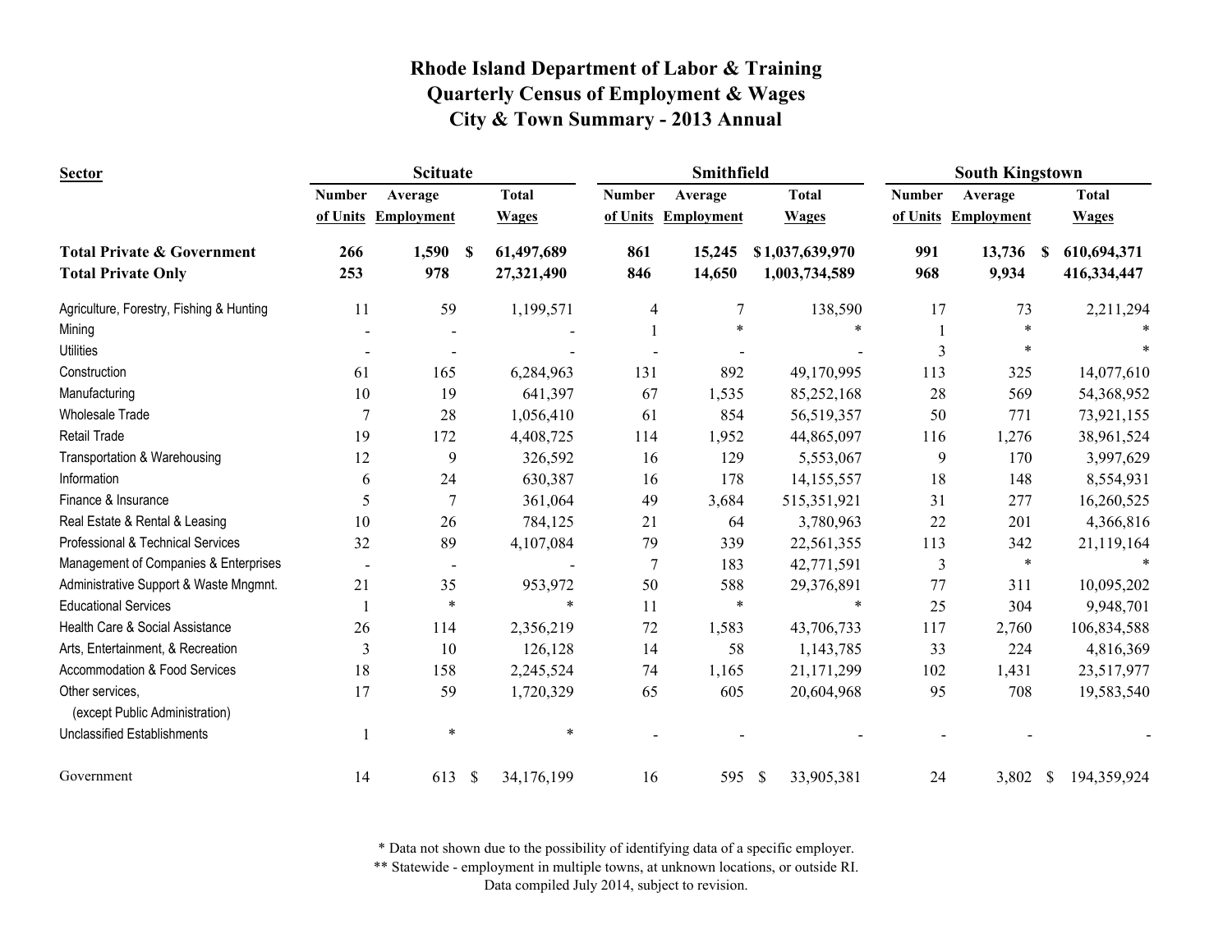# Rhode Island Department of Labor & Training
# Quarterly Census of Employment & Wages
# City & Town Summary - 2013 Annual

| Sector | Scituate | | | Smithfield | | | South Kingstown | | |
|---|---|---|---|---|---|---|---|---|---|
| | Number of Units | Average Employment | Total Wages | Number of Units | Average Employment | Total Wages | Number of Units | Average Employment | Total Wages |
| **Total Private & Government** | **266** | **1,590** | **$ 61,497,689** | **861** | **15,245** | **$ 1,037,639,970** | **991** | **13,736** | **$ 610,694,371** |
| **Total Private Only** | **253** | **978** | **27,321,490** | **846** | **14,650** | **1,003,734,589** | **968** | **9,934** | **416,334,447** |
| Agriculture, Forestry, Fishing & Hunting | 11 | 59 | 1,199,571 | 4 | 7 | 138,590 | 17 | 73 | 2,211,294 |
| Mining | - | - | - | 1 | * | * | 1 | * | * |
| Utilities | - | - | - | - | - | - | 3 | * | * |
| Construction | 61 | 165 | 6,284,963 | 131 | 892 | 49,170,995 | 113 | 325 | 14,077,610 |
| Manufacturing | 10 | 19 | 641,397 | 67 | 1,535 | 85,252,168 | 28 | 569 | 54,368,952 |
| Wholesale Trade | 7 | 28 | 1,056,410 | 61 | 854 | 56,519,357 | 50 | 771 | 73,921,155 |
| Retail Trade | 19 | 172 | 4,408,725 | 114 | 1,952 | 44,865,097 | 116 | 1,276 | 38,961,524 |
| Transportation & Warehousing | 12 | 9 | 326,592 | 16 | 129 | 5,553,067 | 9 | 170 | 3,997,629 |
| Information | 6 | 24 | 630,387 | 16 | 178 | 14,155,557 | 18 | 148 | 8,554,931 |
| Finance & Insurance | 5 | 7 | 361,064 | 49 | 3,684 | 515,351,921 | 31 | 277 | 16,260,525 |
| Real Estate & Rental & Leasing | 10 | 26 | 784,125 | 21 | 64 | 3,780,963 | 22 | 201 | 4,366,816 |
| Professional & Technical Services | 32 | 89 | 4,107,084 | 79 | 339 | 22,561,355 | 113 | 342 | 21,119,164 |
| Management of Companies & Enterprises | - | - | - | 7 | 183 | 42,771,591 | 3 | * | * |
| Administrative Support & Waste Mngmnt. | 21 | 35 | 953,972 | 50 | 588 | 29,376,891 | 77 | 311 | 10,095,202 |
| Educational Services | 1 | * | * | 11 | * | * | 25 | 304 | 9,948,701 |
| Health Care & Social Assistance | 26 | 114 | 2,356,219 | 72 | 1,583 | 43,706,733 | 117 | 2,760 | 106,834,588 |
| Arts, Entertainment, & Recreation | 3 | 10 | 126,128 | 14 | 58 | 1,143,785 | 33 | 224 | 4,816,369 |
| Accommodation & Food Services | 18 | 158 | 2,245,524 | 74 | 1,165 | 21,171,299 | 102 | 1,431 | 23,517,977 |
| Other services, (except Public Administration) | 17 | 59 | 1,720,329 | 65 | 605 | 20,604,968 | 95 | 708 | 19,583,540 |
| Unclassified Establishments | 1 | * | * | - | - | - | - | - | - |
| Government | 14 | 613 | $ 34,176,199 | 16 | 595 | $ 33,905,381 | 24 | 3,802 | $ 194,359,924 |

* Data not shown due to the possibility of identifying data of a specific employer.

** Statewide - employment in multiple towns, at unknown locations, or outside RI.

Data compiled July 2014, subject to revision.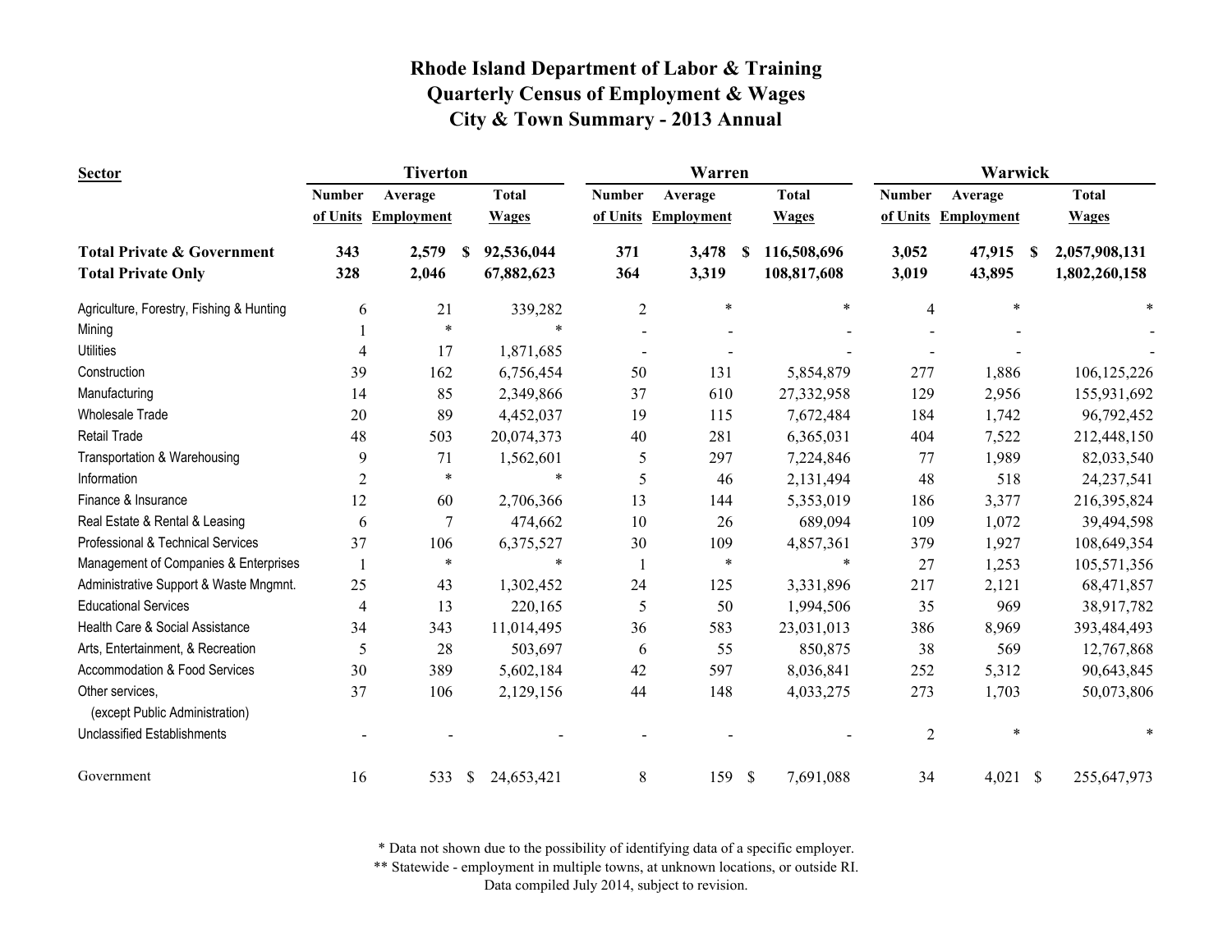# Rhode Island Department of Labor & Training
## Quarterly Census of Employment & Wages
## City & Town Summary - 2013 Annual

| Sector | Tiverton | | | Warren | | | Warwick | | |
|---|---|---|---|---|---|---|---|---|---|
| | Number of Units | Average Employment | Total Wages | Number of Units | Average Employment | Total Wages | Number of Units | Average Employment | Total Wages |
| **Total Private & Government** | **343** | **2,579** | **$ 92,536,044** | **371** | **3,478** | **$ 116,508,696** | **3,052** | **47,915** | **$ 2,057,908,131** |
| **Total Private Only** | **328** | **2,046** | **67,882,623** | **364** | **3,319** | **108,817,608** | **3,019** | **43,895** | **1,802,260,158** |
| Agriculture, Forestry, Fishing & Hunting | 6 | 21 | 339,282 | 2 | * | * | 4 | * | * |
| Mining | 1 | * | * | - | - | - | - | - | - |
| Utilities | 4 | 17 | 1,871,685 | - | - | - | - | - | - |
| Construction | 39 | 162 | 6,756,454 | 50 | 131 | 5,854,879 | 277 | 1,886 | 106,125,226 |
| Manufacturing | 14 | 85 | 2,349,866 | 37 | 610 | 27,332,958 | 129 | 2,956 | 155,931,692 |
| Wholesale Trade | 20 | 89 | 4,452,037 | 19 | 115 | 7,672,484 | 184 | 1,742 | 96,792,452 |
| Retail Trade | 48 | 503 | 20,074,373 | 40 | 281 | 6,365,031 | 404 | 7,522 | 212,448,150 |
| Transportation & Warehousing | 9 | 71 | 1,562,601 | 5 | 297 | 7,224,846 | 77 | 1,989 | 82,033,540 |
| Information | 2 | * | * | 5 | 46 | 2,131,494 | 48 | 518 | 24,237,541 |
| Finance & Insurance | 12 | 60 | 2,706,366 | 13 | 144 | 5,353,019 | 186 | 3,377 | 216,395,824 |
| Real Estate & Rental & Leasing | 6 | 7 | 474,662 | 10 | 26 | 689,094 | 109 | 1,072 | 39,494,598 |
| Professional & Technical Services | 37 | 106 | 6,375,527 | 30 | 109 | 4,857,361 | 379 | 1,927 | 108,649,354 |
| Management of Companies & Enterprises | 1 | * | * | 1 | * | * | 27 | 1,253 | 105,571,356 |
| Administrative Support & Waste Mngmnt. | 25 | 43 | 1,302,452 | 24 | 125 | 3,331,896 | 217 | 2,121 | 68,471,857 |
| Educational Services | 4 | 13 | 220,165 | 5 | 50 | 1,994,506 | 35 | 969 | 38,917,782 |
| Health Care & Social Assistance | 34 | 343 | 11,014,495 | 36 | 583 | 23,031,013 | 386 | 8,969 | 393,484,493 |
| Arts, Entertainment, & Recreation | 5 | 28 | 503,697 | 6 | 55 | 850,875 | 38 | 569 | 12,767,868 |
| Accommodation & Food Services | 30 | 389 | 5,602,184 | 42 | 597 | 8,036,841 | 252 | 5,312 | 90,643,845 |
| Other services, (except Public Administration) | 37 | 106 | 2,129,156 | 44 | 148 | 4,033,275 | 273 | 1,703 | 50,073,806 |
| Unclassified Establishments | - | - | - | - | - | - | 2 | * | * |
| Government | 16 | 533 | $ 24,653,421 | 8 | 159 | $ 7,691,088 | 34 | 4,021 | $ 255,647,973 |

\* Data not shown due to the possibility of identifying data of a specific employer.

\*\* Statewide - employment in multiple towns, at unknown locations, or outside RI.

Data compiled July 2014, subject to revision.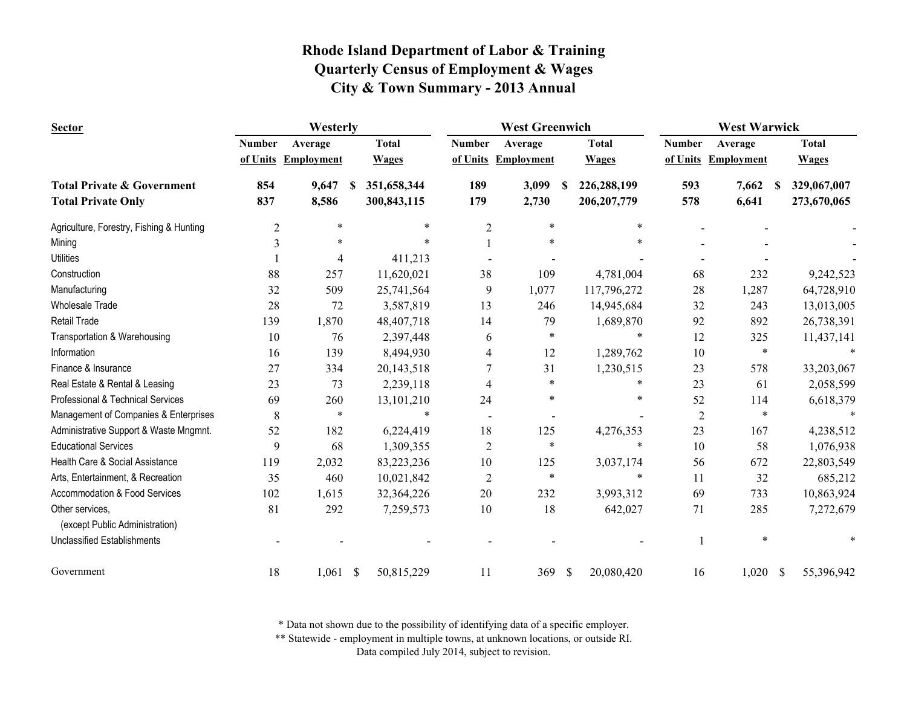# Rhode Island Department of Labor & Training
## Quarterly Census of Employment & Wages
## City & Town Summary - 2013 Annual

| Sector | Westerly | | | West Greenwich | | | West Warwick | | |
|---|---|---|---|---|---|---|---|---|---|
| | Number of Units | Average Employment | Total Wages | Number of Units | Average Employment | Total Wages | Number of Units | Average Employment | Total Wages |
| **Total Private & Government** | **854** | **9,647** | **$ 351,658,344** | **189** | **3,099** | **$ 226,288,199** | **593** | **7,662** | **$ 329,067,007** |
| **Total Private Only** | **837** | **8,586** | **300,843,115** | **179** | **2,730** | **206,207,779** | **578** | **6,641** | **273,670,065** |
| Agriculture, Forestry, Fishing & Hunting | 2 | * | * | 2 | * | * | - | - | - |
| Mining | 3 | * | * | 1 | * | * | - | - | - |
| Utilities | 1 | 4 | 411,213 | - | - | - | - | - | - |
| Construction | 88 | 257 | 11,620,021 | 38 | 109 | 4,781,004 | 68 | 232 | 9,242,523 |
| Manufacturing | 32 | 509 | 25,741,564 | 9 | 1,077 | 117,796,272 | 28 | 1,287 | 64,728,910 |
| Wholesale Trade | 28 | 72 | 3,587,819 | 13 | 246 | 14,945,684 | 32 | 243 | 13,013,005 |
| Retail Trade | 139 | 1,870 | 48,407,718 | 14 | 79 | 1,689,870 | 92 | 892 | 26,738,391 |
| Transportation & Warehousing | 10 | 76 | 2,397,448 | 6 | * | * | 12 | 325 | 11,437,141 |
| Information | 16 | 139 | 8,494,930 | 4 | 12 | 1,289,762 | 10 | * | * |
| Finance & Insurance | 27 | 334 | 20,143,518 | 7 | 31 | 1,230,515 | 23 | 578 | 33,203,067 |
| Real Estate & Rental & Leasing | 23 | 73 | 2,239,118 | 4 | * | * | 23 | 61 | 2,058,599 |
| Professional & Technical Services | 69 | 260 | 13,101,210 | 24 | * | * | 52 | 114 | 6,618,379 |
| Management of Companies & Enterprises | 8 | * | * | - | - | - | 2 | * | * |
| Administrative Support & Waste Mngmnt. | 52 | 182 | 6,224,419 | 18 | 125 | 4,276,353 | 23 | 167 | 4,238,512 |
| Educational Services | 9 | 68 | 1,309,355 | 2 | * | * | 10 | 58 | 1,076,938 |
| Health Care & Social Assistance | 119 | 2,032 | 83,223,236 | 10 | 125 | 3,037,174 | 56 | 672 | 22,803,549 |
| Arts, Entertainment, & Recreation | 35 | 460 | 10,021,842 | 2 | * | * | 11 | 32 | 685,212 |
| Accommodation & Food Services | 102 | 1,615 | 32,364,226 | 20 | 232 | 3,993,312 | 69 | 733 | 10,863,924 |
| Other services, (except Public Administration) | 81 | 292 | 7,259,573 | 10 | 18 | 642,027 | 71 | 285 | 7,272,679 |
| Unclassified Establishments | - | - | - | - | - | - | 1 | * | * |
| Government | 18 | 1,061 | $ 50,815,229 | 11 | 369 | $ 20,080,420 | 16 | 1,020 | $ 55,396,942 |

\* Data not shown due to the possibility of identifying data of a specific employer.

\*\* Statewide - employment in multiple towns, at unknown locations, or outside RI.

Data compiled July 2014, subject to revision.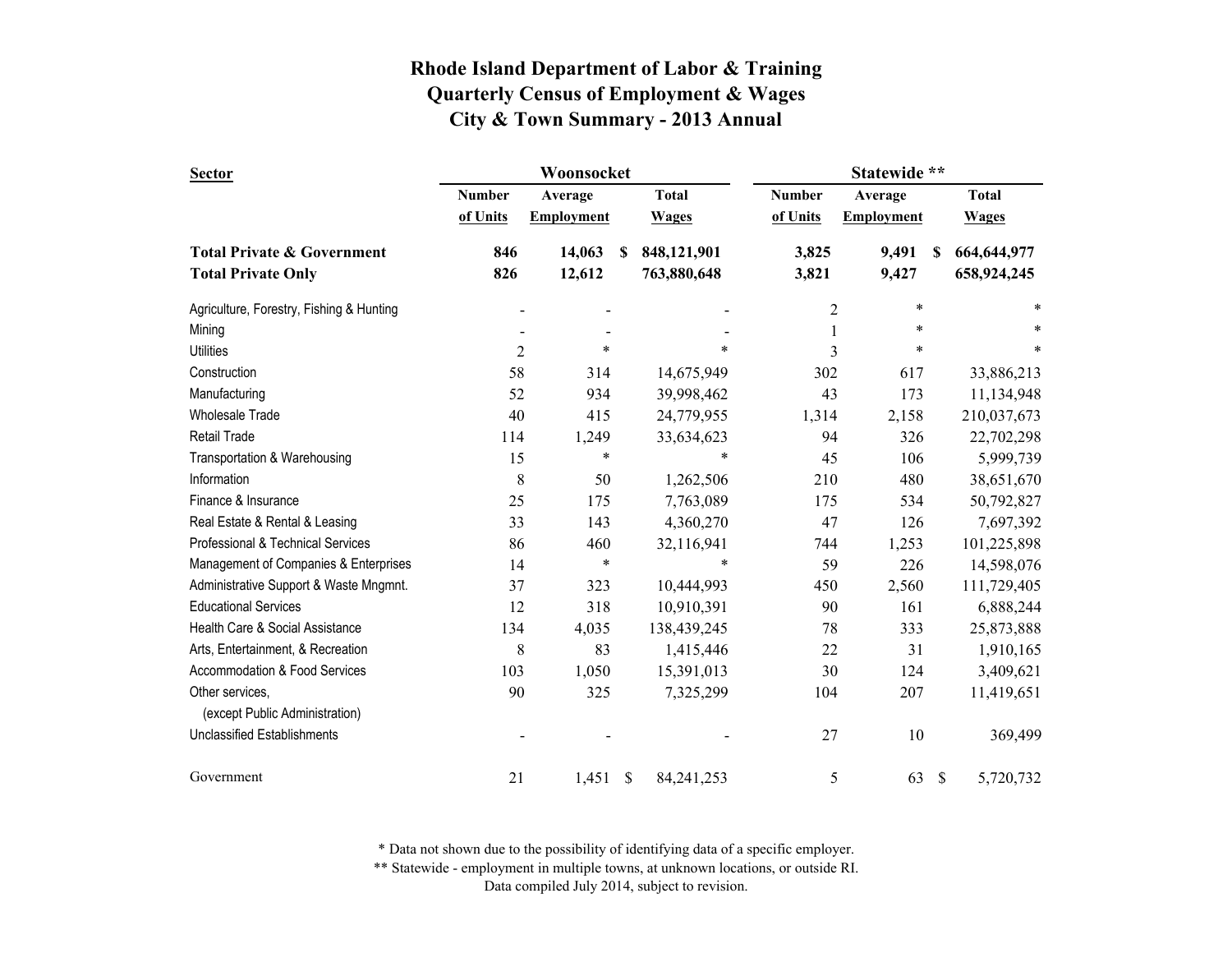# Rhode Island Department of Labor & Training
## Quarterly Census of Employment & Wages
## City & Town Summary - 2013 Annual

| Sector | Woonsocket | | | Statewide ** | | |
|---|---|---|---|---|---|---|
| | Number of Units | Average Employment | Total Wages | Number of Units | Average Employment | Total Wages |
| **Total Private & Government** | **846** | **14,063** | **$ 848,121,901** | **3,825** | **9,491** | **$ 664,644,977** |
| **Total Private Only** | **826** | **12,612** | **763,880,648** | **3,821** | **9,427** | **658,924,245** |
| Agriculture, Forestry, Fishing & Hunting | - | - | - | 2 | * | * |
| Mining | - | - | - | 1 | * | * |
| Utilities | 2 | * | * | 3 | * | * |
| Construction | 58 | 314 | 14,675,949 | 302 | 617 | 33,886,213 |
| Manufacturing | 52 | 934 | 39,998,462 | 43 | 173 | 11,134,948 |
| Wholesale Trade | 40 | 415 | 24,779,955 | 1,314 | 2,158 | 210,037,673 |
| Retail Trade | 114 | 1,249 | 33,634,623 | 94 | 326 | 22,702,298 |
| Transportation & Warehousing | 15 | * | * | 45 | 106 | 5,999,739 |
| Information | 8 | 50 | 1,262,506 | 210 | 480 | 38,651,670 |
| Finance & Insurance | 25 | 175 | 7,763,089 | 175 | 534 | 50,792,827 |
| Real Estate & Rental & Leasing | 33 | 143 | 4,360,270 | 47 | 126 | 7,697,392 |
| Professional & Technical Services | 86 | 460 | 32,116,941 | 744 | 1,253 | 101,225,898 |
| Management of Companies & Enterprises | 14 | * | * | 59 | 226 | 14,598,076 |
| Administrative Support & Waste Mngmnt. | 37 | 323 | 10,444,993 | 450 | 2,560 | 111,729,405 |
| Educational Services | 12 | 318 | 10,910,391 | 90 | 161 | 6,888,244 |
| Health Care & Social Assistance | 134 | 4,035 | 138,439,245 | 78 | 333 | 25,873,888 |
| Arts, Entertainment, & Recreation | 8 | 83 | 1,415,446 | 22 | 31 | 1,910,165 |
| Accommodation & Food Services | 103 | 1,050 | 15,391,013 | 30 | 124 | 3,409,621 |
| Other services, (except Public Administration) | 90 | 325 | 7,325,299 | 104 | 207 | 11,419,651 |
| Unclassified Establishments | - | - | - | 27 | 10 | 369,499 |
| Government | 21 | 1,451 | $ 84,241,253 | 5 | 63 | $ 5,720,732 |

\* Data not shown due to the possibility of identifying data of a specific employer.

\** Statewide - employment in multiple towns, at unknown locations, or outside RI.

Data compiled July 2014, subject to revision.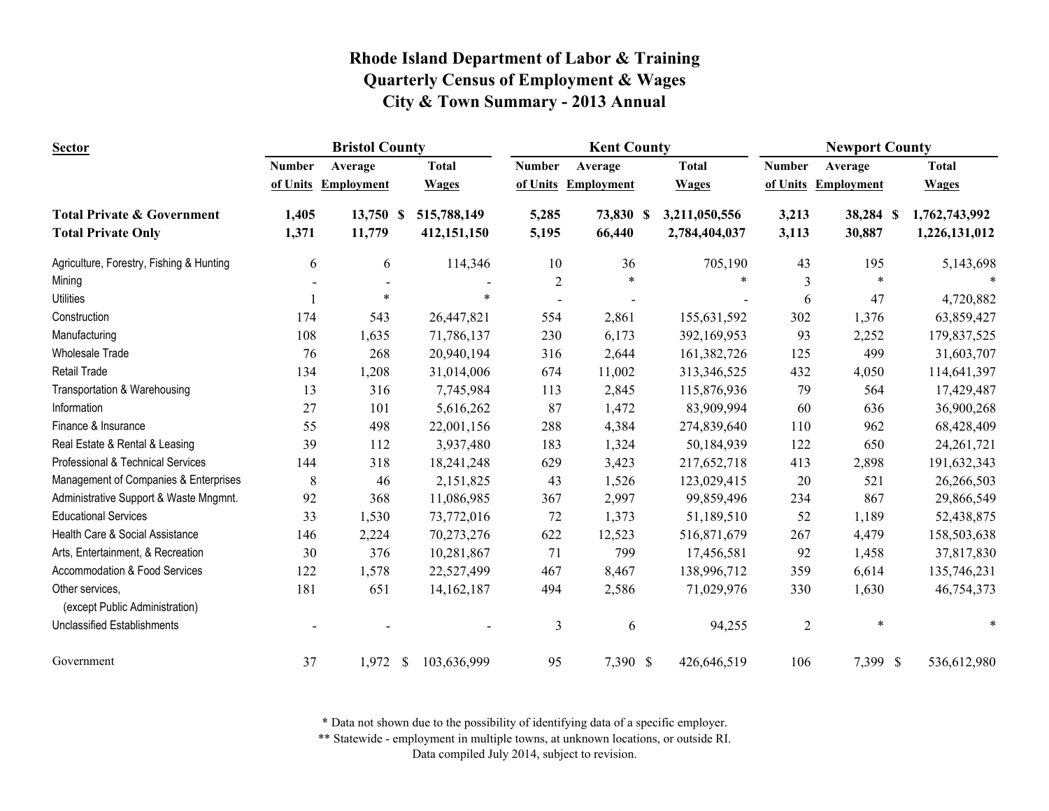# Rhode Island Department of Labor & Training
## Quarterly Census of Employment & Wages
## City & Town Summary - 2013 Annual

| Sector | Bristol County | | | Kent County | | | Newport County | | |
|---|---|---|---|---|---|---|---|---|---|
| | Number of Units | Average Employment | Total Wages | Number of Units | Average Employment | Total Wages | Number of Units | Average Employment | Total Wages |
| **Total Private & Government** | **1,405** | **13,750** | **$ 515,788,149** | **5,285** | **73,830** | **$ 3,211,050,556** | **3,213** | **38,284** | **$ 1,762,743,992** |
| **Total Private Only** | **1,371** | **11,779** | **412,151,150** | **5,195** | **66,440** | **2,784,404,037** | **3,113** | **30,887** | **1,226,131,012** |
| Agriculture, Forestry, Fishing & Hunting | 6 | 6 | 114,346 | 10 | 36 | 705,190 | 43 | 195 | 5,143,698 |
| Mining | - | - | - | 2 | * | * | 3 | * | * |
| Utilities | 1 | * | * | - | - | - | 6 | 47 | 4,720,882 |
| Construction | 174 | 543 | 26,447,821 | 554 | 2,861 | 155,631,592 | 302 | 1,376 | 63,859,427 |
| Manufacturing | 108 | 1,635 | 71,786,137 | 230 | 6,173 | 392,169,953 | 93 | 2,252 | 179,837,525 |
| Wholesale Trade | 76 | 268 | 20,940,194 | 316 | 2,644 | 161,382,726 | 125 | 499 | 31,603,707 |
| Retail Trade | 134 | 1,208 | 31,014,006 | 674 | 11,002 | 313,346,525 | 432 | 4,050 | 114,641,397 |
| Transportation & Warehousing | 13 | 316 | 7,745,984 | 113 | 2,845 | 115,876,936 | 79 | 564 | 17,429,487 |
| Information | 27 | 101 | 5,616,262 | 87 | 1,472 | 83,909,994 | 60 | 636 | 36,900,268 |
| Finance & Insurance | 55 | 498 | 22,001,156 | 288 | 4,384 | 274,839,640 | 110 | 962 | 68,428,409 |
| Real Estate & Rental & Leasing | 39 | 112 | 3,937,480 | 183 | 1,324 | 50,184,939 | 122 | 650 | 24,261,721 |
| Professional & Technical Services | 144 | 318 | 18,241,248 | 629 | 3,423 | 217,652,718 | 413 | 2,898 | 191,632,343 |
| Management of Companies & Enterprises | 8 | 46 | 2,151,825 | 43 | 1,526 | 123,029,415 | 20 | 521 | 26,266,503 |
| Administrative Support & Waste Mngmnt. | 92 | 368 | 11,086,985 | 367 | 2,997 | 99,859,496 | 234 | 867 | 29,866,549 |
| Educational Services | 33 | 1,530 | 73,772,016 | 72 | 1,373 | 51,189,510 | 52 | 1,189 | 52,438,875 |
| Health Care & Social Assistance | 146 | 2,224 | 70,273,276 | 622 | 12,523 | 516,871,679 | 267 | 4,479 | 158,503,638 |
| Arts, Entertainment, & Recreation | 30 | 376 | 10,281,867 | 71 | 799 | 17,456,581 | 92 | 1,458 | 37,817,830 |
| Accommodation & Food Services | 122 | 1,578 | 22,527,499 | 467 | 8,467 | 138,996,712 | 359 | 6,614 | 135,746,231 |
| Other services, (except Public Administration) | 181 | 651 | 14,162,187 | 494 | 2,586 | 71,029,976 | 330 | 1,630 | 46,754,373 |
| Unclassified Establishments | - | - | - | 3 | 6 | 94,255 | 2 | * | * |
| Government | 37 | 1,972 | $ 103,636,999 | 95 | 7,390 | $ 426,646,519 | 106 | 7,399 | $ 536,612,980 |

\* Data not shown due to the possibility of identifying data of a specific employer.
\*\* Statewide - employment in multiple towns, at unknown locations, or outside RI.
Data compiled July 2014, subject to revision.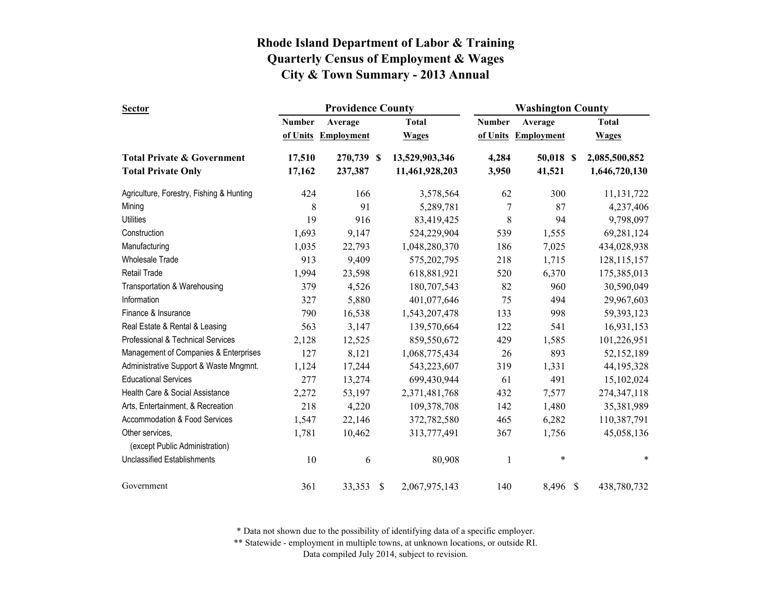# Rhode Island Department of Labor & Training
## Quarterly Census of Employment & Wages
## City & Town Summary - 2013 Annual

| Sector | Providence County | | | Washington County | | |
|---|---|---|---|---|---|---|
| | Number of Units | Average Employment | Total Wages | Number of Units | Average Employment | Total Wages |
| **Total Private & Government** | **17,510** | **270,739** | **$ 13,529,903,346** | **4,284** | **50,018** | **$ 2,085,500,852** |
| **Total Private Only** | **17,162** | **237,387** | **11,461,928,203** | **3,950** | **41,521** | **1,646,720,130** |
| Agriculture, Forestry, Fishing & Hunting | 424 | 166 | 3,578,564 | 62 | 300 | 11,131,722 |
| Mining | 8 | 91 | 5,289,781 | 7 | 87 | 4,237,406 |
| Utilities | 19 | 916 | 83,419,425 | 8 | 94 | 9,798,097 |
| Construction | 1,693 | 9,147 | 524,229,904 | 539 | 1,555 | 69,281,124 |
| Manufacturing | 1,035 | 22,793 | 1,048,280,370 | 186 | 7,025 | 434,028,938 |
| Wholesale Trade | 913 | 9,409 | 575,202,795 | 218 | 1,715 | 128,115,157 |
| Retail Trade | 1,994 | 23,598 | 618,881,921 | 520 | 6,370 | 175,385,013 |
| Transportation & Warehousing | 379 | 4,526 | 180,707,543 | 82 | 960 | 30,590,049 |
| Information | 327 | 5,880 | 401,077,646 | 75 | 494 | 29,967,603 |
| Finance & Insurance | 790 | 16,538 | 1,543,207,478 | 133 | 998 | 59,393,123 |
| Real Estate & Rental & Leasing | 563 | 3,147 | 139,570,664 | 122 | 541 | 16,931,153 |
| Professional & Technical Services | 2,128 | 12,525 | 859,550,672 | 429 | 1,585 | 101,226,951 |
| Management of Companies & Enterprises | 127 | 8,121 | 1,068,775,434 | 26 | 893 | 52,152,189 |
| Administrative Support & Waste Mngmnt. | 1,124 | 17,244 | 543,223,607 | 319 | 1,331 | 44,195,328 |
| Educational Services | 277 | 13,274 | 699,430,944 | 61 | 491 | 15,102,024 |
| Health Care & Social Assistance | 2,272 | 53,197 | 2,371,481,768 | 432 | 7,577 | 274,347,118 |
| Arts, Entertainment, & Recreation | 218 | 4,220 | 109,378,708 | 142 | 1,480 | 35,381,989 |
| Accommodation & Food Services | 1,547 | 22,146 | 372,782,580 | 465 | 6,282 | 110,387,791 |
| Other services, (except Public Administration) | 1,781 | 10,462 | 313,777,491 | 367 | 1,756 | 45,058,136 |
| Unclassified Establishments | 10 | 6 | 80,908 | 1 | * | * |
| Government | 361 | 33,353 | $ 2,067,975,143 | 140 | 8,496 | $ 438,780,732 |

* Data not shown due to the possibility of identifying data of a specific employer.

** Statewide - employment in multiple towns, at unknown locations, or outside RI.

Data compiled July 2014, subject to revision.